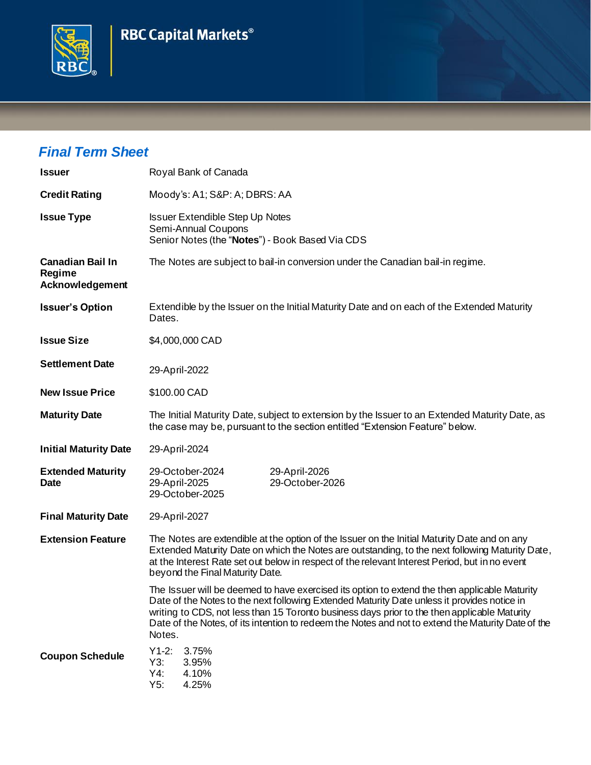RBC Capital Markets®

## *Final Term Sheet*

| | |
|---|---|
| **Issuer** | Royal Bank of Canada |
| **Credit Rating** | Moody's: A1; S&P: A; DBRS: AA |
| **Issue Type** | Issuer Extendible Step Up Notes<br>Semi-Annual Coupons<br>Senior Notes (the "**Notes**") - Book Based Via CDS |
| **Canadian Bail In Regime Acknowledgement** | The Notes are subject to bail-in conversion under the Canadian bail-in regime. |
| **Issuer's Option** | Extendible by the Issuer on the Initial Maturity Date and on each of the Extended Maturity Dates. |
| **Issue Size** | $4,000,000 CAD |
| **Settlement Date** | 29-April-2022 |
| **New Issue Price** | $100.00 CAD |
| **Maturity Date** | The Initial Maturity Date, subject to extension by the Issuer to an Extended Maturity Date, as the case may be, pursuant to the section entitled "Extension Feature" below. |
| **Initial Maturity Date** | 29-April-2024 |
| **Extended Maturity Date** | 29-October-2024<br>29-April-2025<br>29-October-2025<br>29-April-2026<br>29-October-2026 |
| **Final Maturity Date** | 29-April-2027 |
| **Extension Feature** | The Notes are extendible at the option of the Issuer on the Initial Maturity Date and on any Extended Maturity Date on which the Notes are outstanding, to the next following Maturity Date, at the Interest Rate set out below in respect of the relevant Interest Period, but in no event beyond the Final Maturity Date.<br><br>The Issuer will be deemed to have exercised its option to extend the then applicable Maturity Date of the Notes to the next following Extended Maturity Date unless it provides notice in writing to CDS, not less than 15 Toronto business days prior to the then applicable Maturity Date of the Notes, of its intention to redeem the Notes and not to extend the Maturity Date of the Notes. |
| **Coupon Schedule** | Y1-2: 3.75%<br>Y3: 3.95%<br>Y4: 4.10%<br>Y5: 4.25% |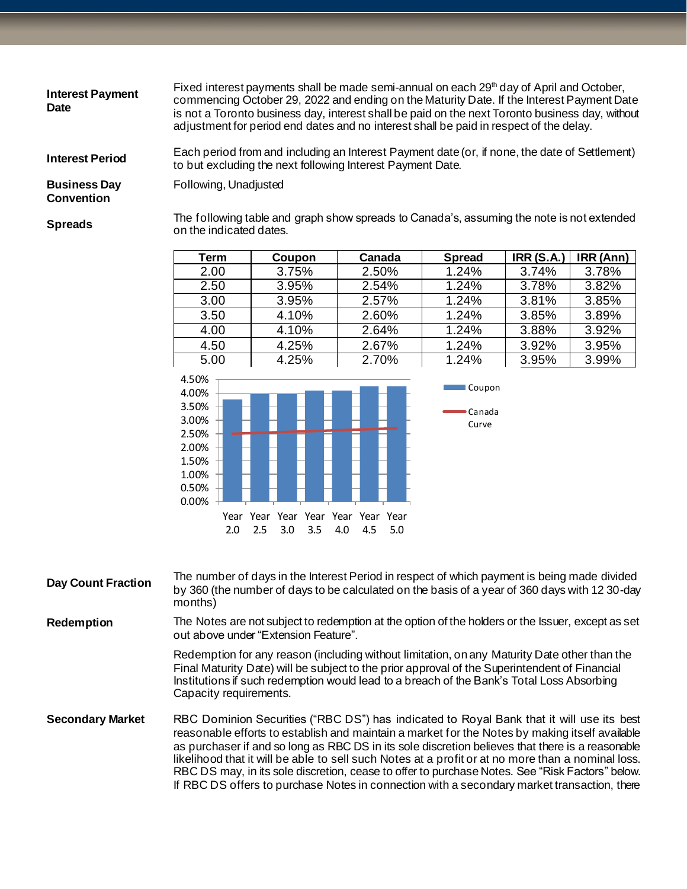**Interest Payment Date**

Fixed interest payments shall be made semi-annual on each 29th day of April and October, commencing October 29, 2022 and ending on the Maturity Date. If the Interest Payment Date is not a Toronto business day, interest shall be paid on the next Toronto business day, without adjustment for period end dates and no interest shall be paid in respect of the delay.

**Interest Period**

Each period from and including an Interest Payment date (or, if none, the date of Settlement) to but excluding the next following Interest Payment Date.

**Business Day Convention**

Following, Unadjusted

**Spreads**

The following table and graph show spreads to Canada's, assuming the note is not extended on the indicated dates.

| Term | Coupon | Canada | Spread | IRR (S.A.) | IRR (Ann) |
|---|---|---|---|---|---|
| 2.00 | 3.75% | 2.50% | 1.24% | 3.74% | 3.78% |
| 2.50 | 3.95% | 2.54% | 1.24% | 3.78% | 3.82% |
| 3.00 | 3.95% | 2.57% | 1.24% | 3.81% | 3.85% |
| 3.50 | 4.10% | 2.60% | 1.24% | 3.85% | 3.89% |
| 4.00 | 4.10% | 2.64% | 1.24% | 3.88% | 3.92% |
| 4.50 | 4.25% | 2.67% | 1.24% | 3.92% | 3.95% |
| 5.00 | 4.25% | 2.70% | 1.24% | 3.95% | 3.99% |

**Day Count Fraction**

The number of days in the Interest Period in respect of which payment is being made divided by 360 (the number of days to be calculated on the basis of a year of 360 days with 12 30-day months)

**Redemption**

The Notes are not subject to redemption at the option of the holders or the Issuer, except as set out above under "Extension Feature".

Redemption for any reason (including without limitation, on any Maturity Date other than the Final Maturity Date) will be subject to the prior approval of the Superintendent of Financial Institutions if such redemption would lead to a breach of the Bank's Total Loss Absorbing Capacity requirements.

**Secondary Market**

RBC Dominion Securities ("RBC DS") has indicated to Royal Bank that it will use its best reasonable efforts to establish and maintain a market for the Notes by making itself available as purchaser if and so long as RBC DS in its sole discretion believes that there is a reasonable likelihood that it will be able to sell such Notes at a profit or at no more than a nominal loss. RBC DS may, in its sole discretion, cease to offer to purchase Notes. See "Risk Factors" below. If RBC DS offers to purchase Notes in connection with a secondary market transaction, there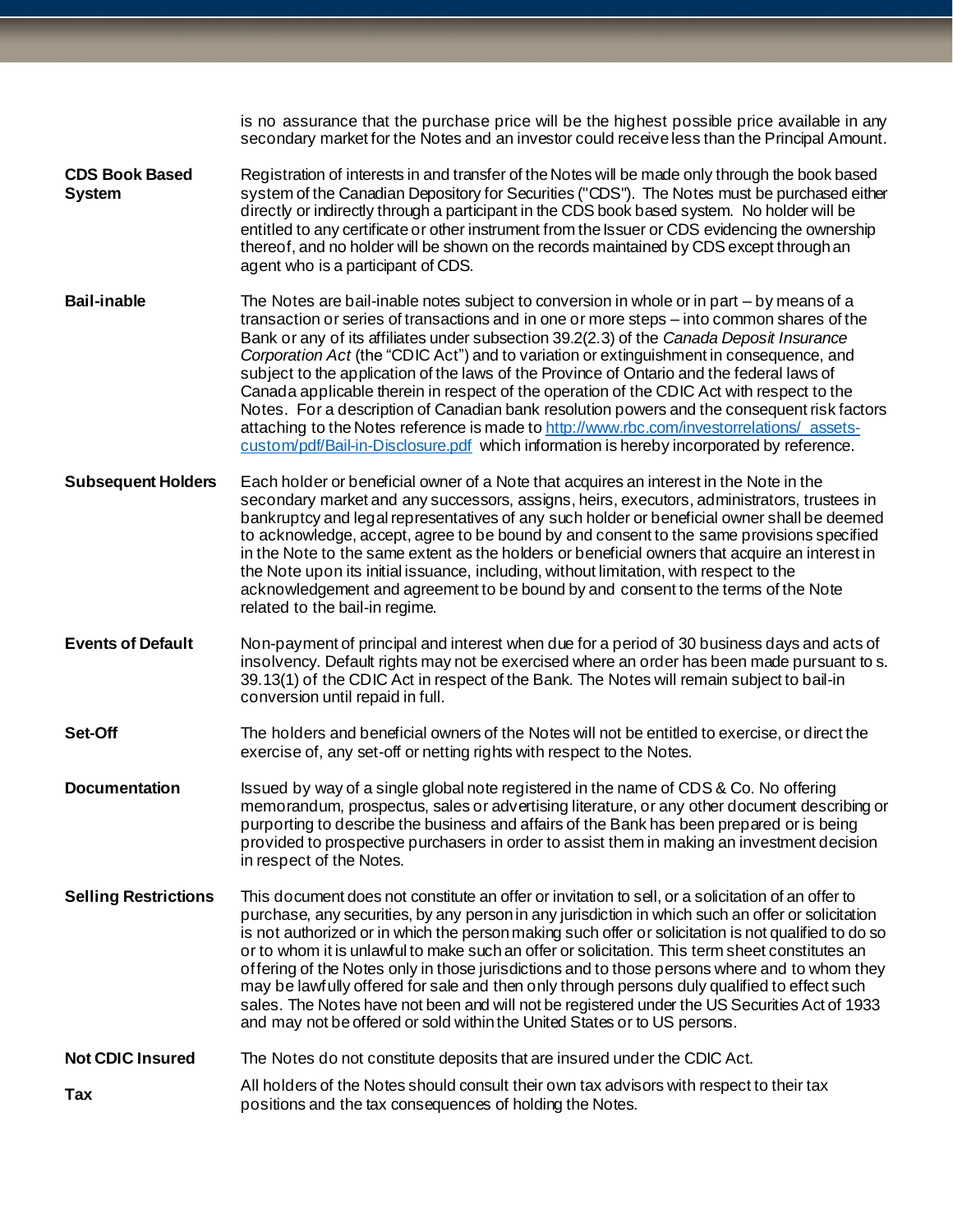is no assurance that the purchase price will be the highest possible price available in any secondary market for the Notes and an investor could receive less than the Principal Amount.

| | |
|---|---|
| **CDS Book Based System** | Registration of interests in and transfer of the Notes will be made only through the book based system of the Canadian Depository for Securities ("CDS"). The Notes must be purchased either directly or indirectly through a participant in the CDS book based system. No holder will be entitled to any certificate or other instrument from the Issuer or CDS evidencing the ownership thereof, and no holder will be shown on the records maintained by CDS except through an agent who is a participant of CDS. |
| **Bail-inable** | The Notes are bail-inable notes subject to conversion in whole or in part – by means of a transaction or series of transactions and in one or more steps – into common shares of the Bank or any of its affiliates under subsection 39.2(2.3) of the *Canada Deposit Insurance Corporation Act* (the "CDIC Act") and to variation or extinguishment in consequence, and subject to the application of the laws of the Province of Ontario and the federal laws of Canada applicable therein in respect of the operation of the CDIC Act with respect to the Notes. For a description of Canadian bank resolution powers and the consequent risk factors attaching to the Notes reference is made to [http://www.rbc.com/investorrelations/_assets-custom/pdf/Bail-in-Disclosure.pdf](http://www.rbc.com/investorrelations/_assets-custom/pdf/Bail-in-Disclosure.pdf) which information is hereby incorporated by reference. |
| **Subsequent Holders** | Each holder or beneficial owner of a Note that acquires an interest in the Note in the secondary market and any successors, assigns, heirs, executors, administrators, trustees in bankruptcy and legal representatives of any such holder or beneficial owner shall be deemed to acknowledge, accept, agree to be bound by and consent to the same provisions specified in the Note to the same extent as the holders or beneficial owners that acquire an interest in the Note upon its initial issuance, including, without limitation, with respect to the acknowledgement and agreement to be bound by and consent to the terms of the Note related to the bail-in regime. |
| **Events of Default** | Non-payment of principal and interest when due for a period of 30 business days and acts of insolvency. Default rights may not be exercised where an order has been made pursuant to s. 39.13(1) of the CDIC Act in respect of the Bank. The Notes will remain subject to bail-in conversion until repaid in full. |
| **Set-Off** | The holders and beneficial owners of the Notes will not be entitled to exercise, or direct the exercise of, any set-off or netting rights with respect to the Notes. |
| **Documentation** | Issued by way of a single global note registered in the name of CDS & Co. No offering memorandum, prospectus, sales or advertising literature, or any other document describing or purporting to describe the business and affairs of the Bank has been prepared or is being provided to prospective purchasers in order to assist them in making an investment decision in respect of the Notes. |
| **Selling Restrictions** | This document does not constitute an offer or invitation to sell, or a solicitation of an offer to purchase, any securities, by any person in any jurisdiction in which such an offer or solicitation is not authorized or in which the person making such offer or solicitation is not qualified to do so or to whom it is unlawful to make such an offer or solicitation. This term sheet constitutes an offering of the Notes only in those jurisdictions and to those persons where and to whom they may be lawfully offered for sale and then only through persons duly qualified to effect such sales. The Notes have not been and will not be registered under the US Securities Act of 1933 and may not be offered or sold within the United States or to US persons. |
| **Not CDIC Insured** | The Notes do not constitute deposits that are insured under the CDIC Act. |
| **Tax** | All holders of the Notes should consult their own tax advisors with respect to their tax positions and the tax consequences of holding the Notes. |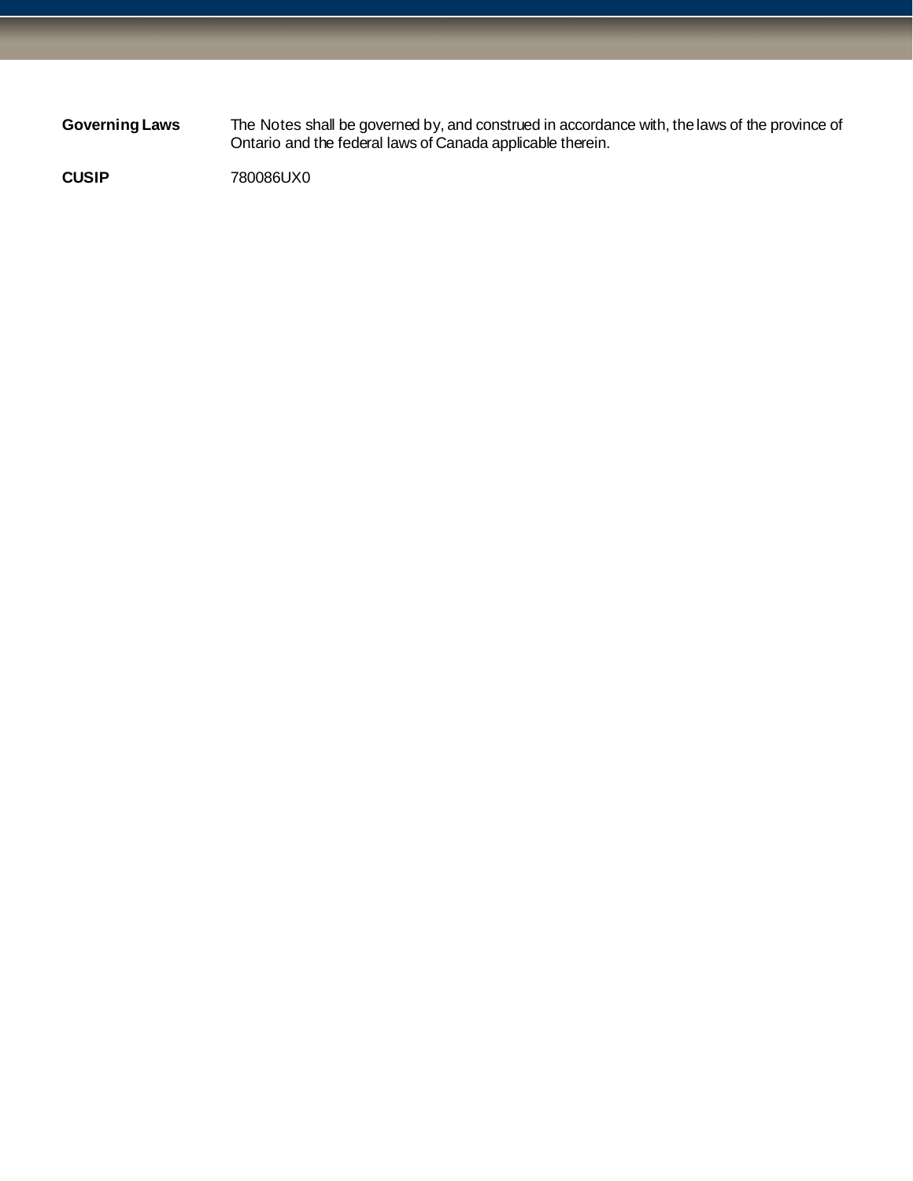| | |
|---|---|
| **Governing Laws** | The Notes shall be governed by, and construed in accordance with, the laws of the province of Ontario and the federal laws of Canada applicable therein. |
| **CUSIP** | 780086UX0 |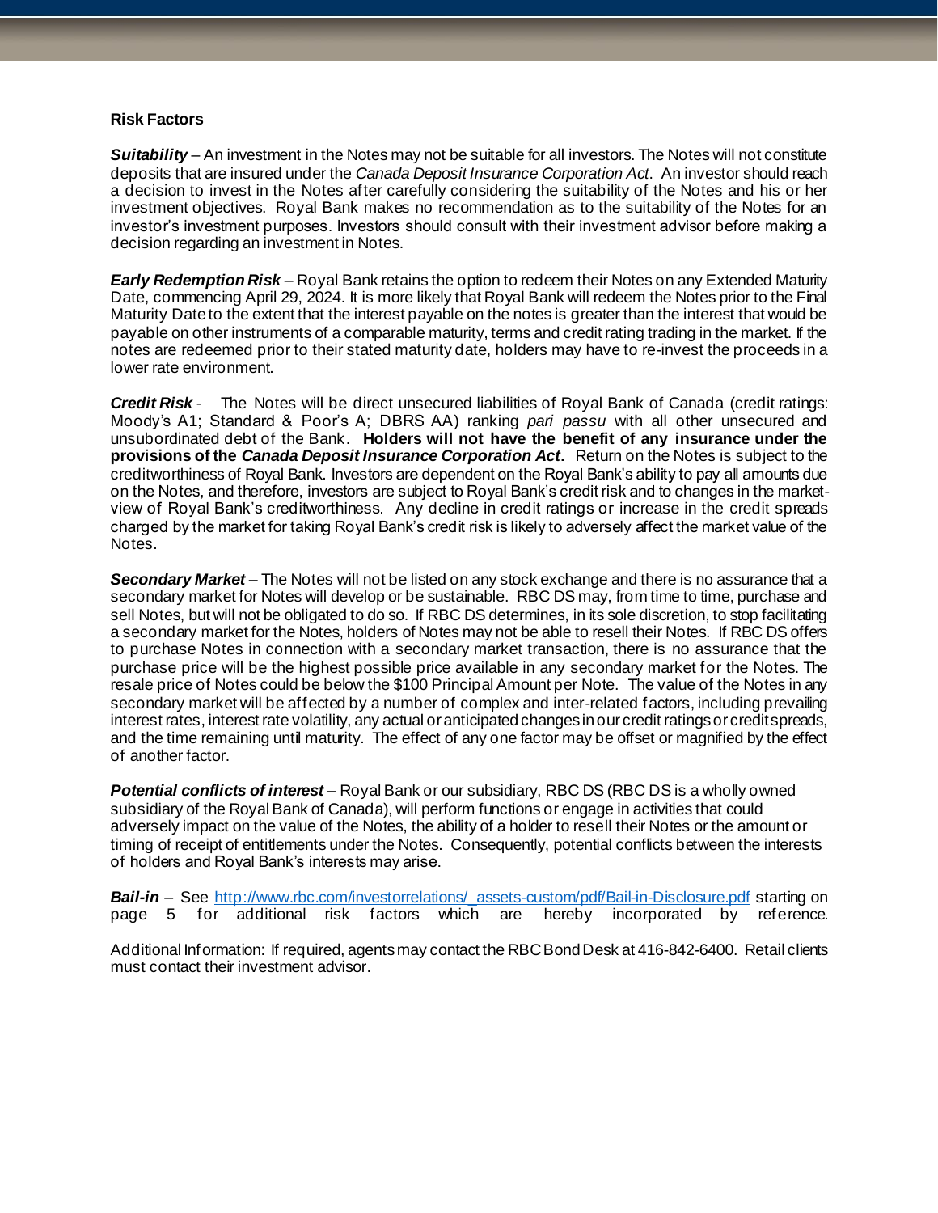**Risk Factors**

***Suitability*** – An investment in the Notes may not be suitable for all investors. The Notes will not constitute deposits that are insured under the *Canada Deposit Insurance Corporation Act*. An investor should reach a decision to invest in the Notes after carefully considering the suitability of the Notes and his or her investment objectives. Royal Bank makes no recommendation as to the suitability of the Notes for an investor's investment purposes. Investors should consult with their investment advisor before making a decision regarding an investment in Notes.

***Early Redemption Risk*** – Royal Bank retains the option to redeem their Notes on any Extended Maturity Date, commencing April 29, 2024. It is more likely that Royal Bank will redeem the Notes prior to the Final Maturity Date to the extent that the interest payable on the notes is greater than the interest that would be payable on other instruments of a comparable maturity, terms and credit rating trading in the market. If the notes are redeemed prior to their stated maturity date, holders may have to re-invest the proceeds in a lower rate environment.

***Credit Risk*** - The Notes will be direct unsecured liabilities of Royal Bank of Canada (credit ratings: Moody's A1; Standard & Poor's A; DBRS AA) ranking *pari passu* with all other unsecured and unsubordinated debt of the Bank. **Holders will not have the benefit of any insurance under the provisions of the *Canada Deposit Insurance Corporation Act*.** Return on the Notes is subject to the creditworthiness of Royal Bank. Investors are dependent on the Royal Bank's ability to pay all amounts due on the Notes, and therefore, investors are subject to Royal Bank's credit risk and to changes in the market-view of Royal Bank's creditworthiness. Any decline in credit ratings or increase in the credit spreads charged by the market for taking Royal Bank's credit risk is likely to adversely affect the market value of the Notes.

***Secondary Market*** – The Notes will not be listed on any stock exchange and there is no assurance that a secondary market for Notes will develop or be sustainable. RBC DS may, from time to time, purchase and sell Notes, but will not be obligated to do so. If RBC DS determines, in its sole discretion, to stop facilitating a secondary market for the Notes, holders of Notes may not be able to resell their Notes. If RBC DS offers to purchase Notes in connection with a secondary market transaction, there is no assurance that the purchase price will be the highest possible price available in any secondary market for the Notes. The resale price of Notes could be below the $100 Principal Amount per Note. The value of the Notes in any secondary market will be affected by a number of complex and inter-related factors, including prevailing interest rates, interest rate volatility, any actual or anticipated changes in our credit ratings or credit spreads, and the time remaining until maturity. The effect of any one factor may be offset or magnified by the effect of another factor.

***Potential conflicts of interest*** – Royal Bank or our subsidiary, RBC DS (RBC DS is a wholly owned subsidiary of the Royal Bank of Canada), will perform functions or engage in activities that could adversely impact on the value of the Notes, the ability of a holder to resell their Notes or the amount or timing of receipt of entitlements under the Notes. Consequently, potential conflicts between the interests of holders and Royal Bank's interests may arise.

***Bail-in*** – See [http://www.rbc.com/investorrelations/_assets-custom/pdf/Bail-in-Disclosure.pdf](http://www.rbc.com/investorrelations/_assets-custom/pdf/Bail-in-Disclosure.pdf) starting on page 5 for additional risk factors which are hereby incorporated by reference.

Additional Information: If required, agents may contact the RBC Bond Desk at 416-842-6400. Retail clients must contact their investment advisor.